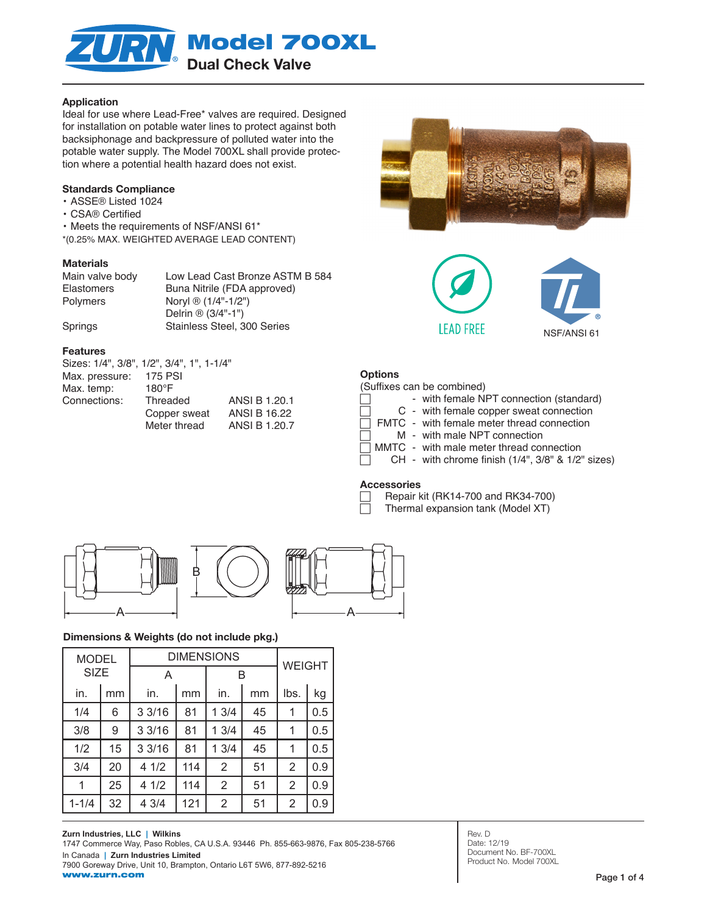# Model 700XL

## Dual Check Valve

### Application

Ideal for use where Lead-Free* valves are required. Designed for installation on potable water lines to protect against both backsiphonage and backpressure of polluted water into the potable water supply. The Model 700XL shall provide protection where a potential health hazard does not exist.

### Standards Compliance

- ASSE® Listed 1024
- CSA® Certified
- Meets the requirements of NSF/ANSI 61*

*(0.25% MAX. WEIGHTED AVERAGE LEAD CONTENT)

### Materials

| | |
|---|---|
| Main valve body | Low Lead Cast Bronze ASTM B 584 |
| Elastomers | Buna Nitrile (FDA approved) |
| Polymers | Noryl ® (1/4"-1/2") |
| | Delrin ® (3/4"-1") |
| Springs | Stainless Steel, 300 Series |

### Features

Sizes: 1/4", 3/8", 1/2", 3/4", 1", 1-1/4"

| | | |
|---|---|---|
| Max. pressure: | 175 PSI | |
| Max. temp: | 180°F | |
| Connections: | Threaded | ANSI B 1.20.1 |
| | Copper sweat | ANSI B 16.22 |
| | Meter thread | ANSI B 1.20.7 |

LEAD FREE

NSF/ANSI 61

### Options

(Suffixes can be combined)

- ☐ - with female NPT connection (standard)
- ☐ C - with female copper sweat connection
- ☐ FMTC - with female meter thread connection
- ☐ M - with male NPT connection
- ☐ MMTC - with male meter thread connection
- ☐ CH - with chrome finish (1/4", 3/8" & 1/2" sizes)

### Accessories

- ☐ Repair kit (RK14-700 and RK34-700)
- ☐ Thermal expansion tank (Model XT)

### Dimensions & Weights (do not include pkg.)

| MODEL SIZE | | DIMENSIONS | | | | WEIGHT | |
|---|---|---|---|---|---|---|---|
| | | A | | B | | | |
| in. | mm | in. | mm | in. | mm | lbs. | kg |
| 1/4 | 6 | 3 3/16 | 81 | 1 3/4 | 45 | 1 | 0.5 |
| 3/8 | 9 | 3 3/16 | 81 | 1 3/4 | 45 | 1 | 0.5 |
| 1/2 | 15 | 3 3/16 | 81 | 1 3/4 | 45 | 1 | 0.5 |
| 3/4 | 20 | 4 1/2 | 114 | 2 | 51 | 2 | 0.9 |
| 1 | 25 | 4 1/2 | 114 | 2 | 51 | 2 | 0.9 |
| 1-1/4 | 32 | 4 3/4 | 121 | 2 | 51 | 2 | 0.9 |

**Zurn Industries, LLC | Wilkins**
1747 Commerce Way, Paso Robles, CA U.S.A. 93446 Ph. 855-663-9876, Fax 805-238-5766
In Canada | **Zurn Industries Limited**
7900 Goreway Drive, Unit 10, Brampton, Ontario L6T 5W6, 877-892-5216
**www.zurn.com**

Rev. D
Date: 12/19
Document No. BF-700XL
Product No. Model 700XL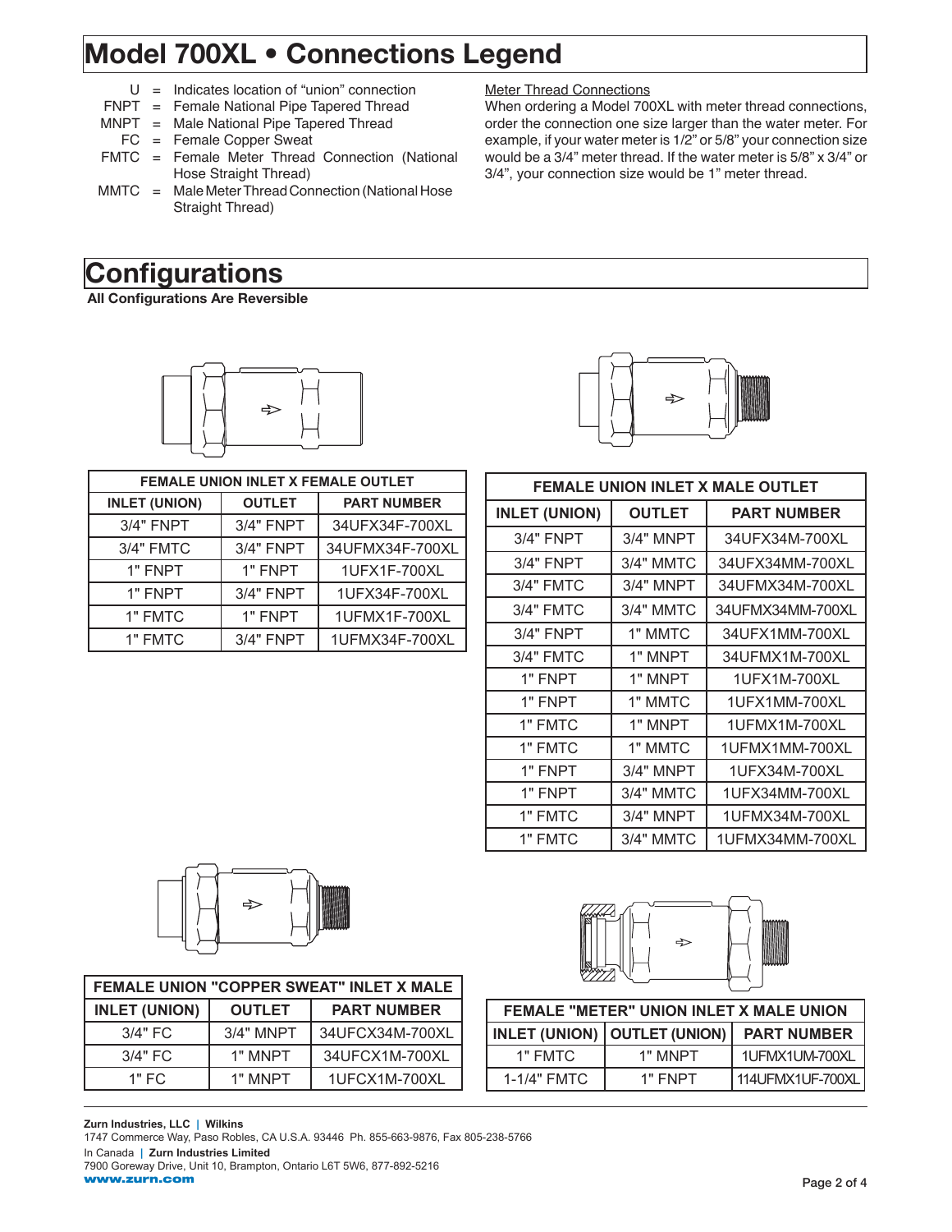# Model 700XL • Connections Legend

- U = Indicates location of "union" connection
- FNPT = Female National Pipe Tapered Thread
- MNPT = Male National Pipe Tapered Thread
- FC = Female Copper Sweat
- FMTC = Female Meter Thread Connection (National Hose Straight Thread)
- MMTC = Male Meter Thread Connection (National Hose Straight Thread)

Meter Thread Connections

When ordering a Model 700XL with meter thread connections, order the connection one size larger than the water meter. For example, if your water meter is 1/2" or 5/8" your connection size would be a 3/4" meter thread. If the water meter is 5/8" x 3/4" or 3/4", your connection size would be 1" meter thread.

# Configurations

**All Configurations Are Reversible**

| FEMALE UNION INLET X FEMALE OUTLET | | |
|---|---|---|
| INLET (UNION) | OUTLET | PART NUMBER |
| 3/4" FNPT | 3/4" FNPT | 34UFX34F-700XL |
| 3/4" FMTC | 3/4" FNPT | 34UFMX34F-700XL |
| 1" FNPT | 1" FNPT | 1UFX1F-700XL |
| 1" FNPT | 3/4" FNPT | 1UFX34F-700XL |
| 1" FMTC | 1" FNPT | 1UFMX1F-700XL |
| 1" FMTC | 3/4" FNPT | 1UFMX34F-700XL |

| FEMALE UNION INLET X MALE OUTLET | | |
|---|---|---|
| INLET (UNION) | OUTLET | PART NUMBER |
| 3/4" FNPT | 3/4" MNPT | 34UFX34M-700XL |
| 3/4" FNPT | 3/4" MMTC | 34UFX34MM-700XL |
| 3/4" FMTC | 3/4" MNPT | 34UFMX34M-700XL |
| 3/4" FMTC | 3/4" MMTC | 34UFMX34MM-700XL |
| 3/4" FNPT | 1" MMTC | 34UFX1MM-700XL |
| 3/4" FMTC | 1" MNPT | 34UFMX1M-700XL |
| 1" FNPT | 1" MNPT | 1UFX1M-700XL |
| 1" FNPT | 1" MMTC | 1UFX1MM-700XL |
| 1" FMTC | 1" MNPT | 1UFMX1M-700XL |
| 1" FMTC | 1" MMTC | 1UFMX1MM-700XL |
| 1" FNPT | 3/4" MNPT | 1UFX34M-700XL |
| 1" FNPT | 3/4" MMTC | 1UFX34MM-700XL |
| 1" FMTC | 3/4" MNPT | 1UFMX34M-700XL |
| 1" FMTC | 3/4" MMTC | 1UFMX34MM-700XL |

| FEMALE UNION "COPPER SWEAT" INLET X MALE | | |
|---|---|---|
| INLET (UNION) | OUTLET | PART NUMBER |
| 3/4" FC | 3/4" MNPT | 34UFCX34M-700XL |
| 3/4" FC | 1" MNPT | 34UFCX1M-700XL |
| 1" FC | 1" MNPT | 1UFCX1M-700XL |

| FEMALE "METER" UNION INLET X MALE UNION | | |
|---|---|---|
| INLET (UNION) | OUTLET (UNION) | PART NUMBER |
| 1" FMTC | 1" MNPT | 1UFMX1UM-700XL |
| 1-1/4" FMTC | 1" FNPT | 114UFMX1UF-700XL |

**Zurn Industries, LLC | Wilkins**
1747 Commerce Way, Paso Robles, CA U.S.A. 93446 Ph. 855-663-9876, Fax 805-238-5766
In Canada | **Zurn Industries Limited**
7900 Goreway Drive, Unit 10, Brampton, Ontario L6T 5W6, 877-892-5216
**www.zurn.com**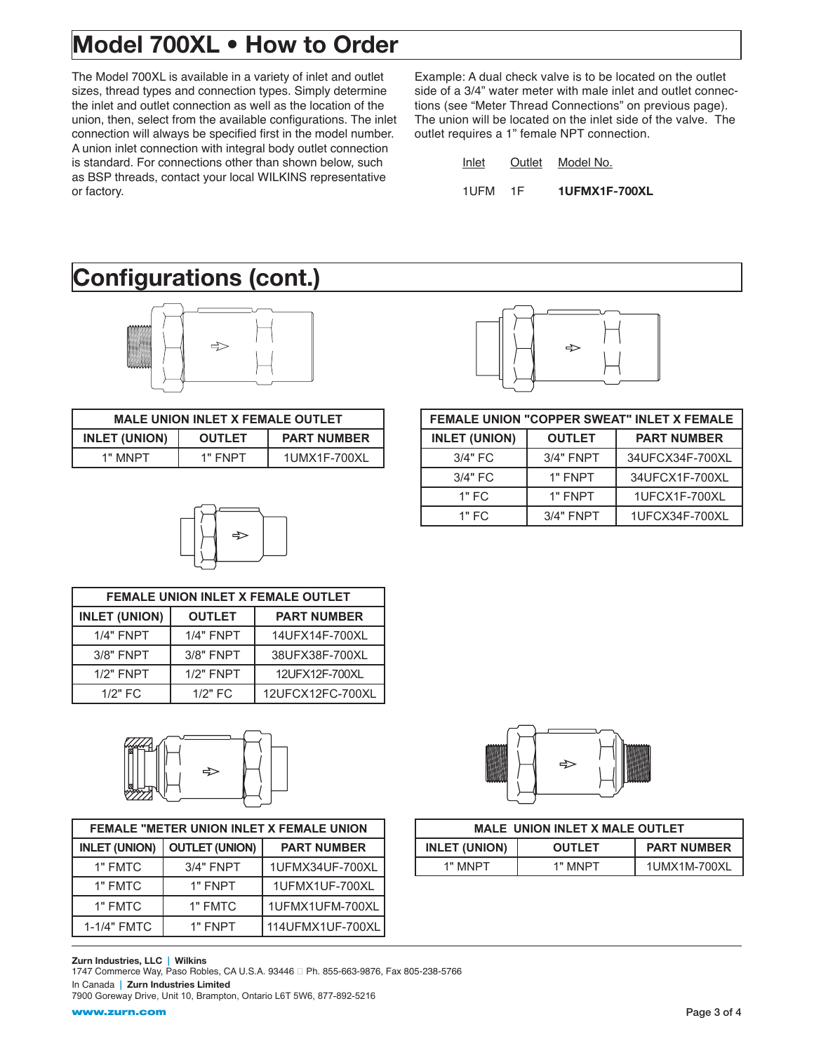# Model 700XL • How to Order

The Model 700XL is available in a variety of inlet and outlet sizes, thread types and connection types. Simply determine the inlet and outlet connection as well as the location of the union, then, select from the available configurations. The inlet connection will always be specified first in the model number. A union inlet connection with integral body outlet connection is standard. For connections other than shown below, such as BSP threads, contact your local WILKINS representative or factory.

Example: A dual check valve is to be located on the outlet side of a 3/4" water meter with male inlet and outlet connections (see "Meter Thread Connections" on previous page). The union will be located on the inlet side of the valve. The outlet requires a 1" female NPT connection.

| Inlet | Outlet | Model No. |
|---|---|---|
| 1UFM | 1F | **1UFMX1F-700XL** |

# Configurations (cont.)

| MALE UNION INLET X FEMALE OUTLET | | |
|---|---|---|
| **INLET (UNION)** | **OUTLET** | **PART NUMBER** |
| 1" MNPT | 1" FNPT | 1UMX1F-700XL |

| FEMALE UNION INLET X FEMALE OUTLET | | |
|---|---|---|
| **INLET (UNION)** | **OUTLET** | **PART NUMBER** |
| 1/4" FNPT | 1/4" FNPT | 14UFX14F-700XL |
| 3/8" FNPT | 3/8" FNPT | 38UFX38F-700XL |
| 1/2" FNPT | 1/2" FNPT | 12UFX12F-700XL |
| 1/2" FC | 1/2" FC | 12UFCX12FC-700XL |

| FEMALE "METER UNION INLET X FEMALE UNION | | |
|---|---|---|
| **INLET (UNION)** | **OUTLET (UNION)** | **PART NUMBER** |
| 1" FMTC | 3/4" FNPT | 1UFMX34UF-700XL |
| 1" FMTC | 1" FNPT | 1UFMX1UF-700XL |
| 1" FMTC | 1" FMTC | 1UFMX1UFM-700XL |
| 1-1/4" FMTC | 1" FNPT | 114UFMX1UF-700XL |

| FEMALE UNION "COPPER SWEAT" INLET X FEMALE | | |
|---|---|---|
| **INLET (UNION)** | **OUTLET** | **PART NUMBER** |
| 3/4" FC | 3/4" FNPT | 34UFCX34F-700XL |
| 3/4" FC | 1" FNPT | 34UFCX1F-700XL |
| 1" FC | 1" FNPT | 1UFCX1F-700XL |
| 1" FC | 3/4" FNPT | 1UFCX34F-700XL |

| MALE UNION INLET X MALE OUTLET | | |
|---|---|---|
| **INLET (UNION)** | **OUTLET** | **PART NUMBER** |
| 1" MNPT | 1" MNPT | 1UMX1M-700XL |

**Zurn Industries, LLC | Wilkins**
1747 Commerce Way, Paso Robles, CA U.S.A. 93446 Ph. 855-663-9876, Fax 805-238-5766
In Canada | **Zurn Industries Limited**
7900 Goreway Drive, Unit 10, Brampton, Ontario L6T 5W6, 877-892-5216

**www.zurn.com**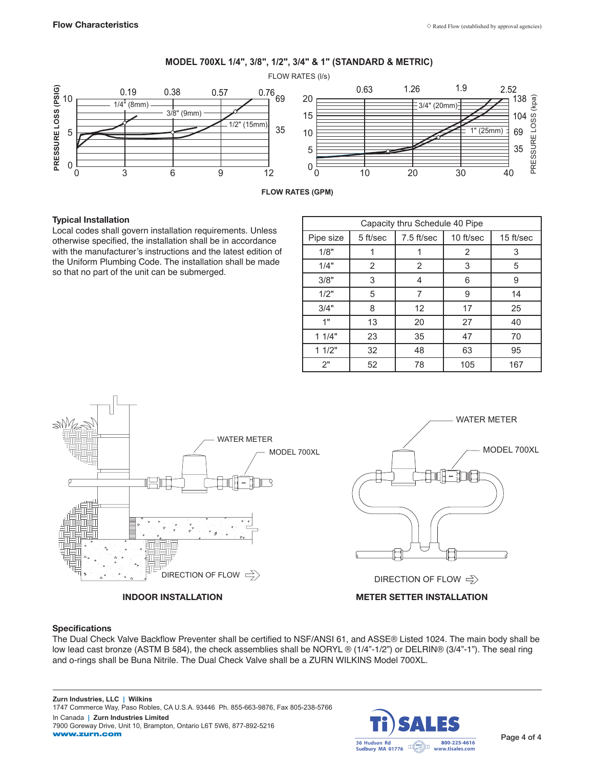## Flow Characteristics

◇ Rated Flow (established by approval agencies)

**MODEL 700XL 1/4", 3/8", 1/2", 3/4" & 1" (STANDARD & METRIC)**

FLOW RATES (l/s)

0.19 0.38 0.57 0.76 0.63 1.26 1.9 2.52

PRESSURE LOSS (PSIG)

10 5 0 20 15 10 5 0

1/4" (8mm) 3/8" (9mm) 1/2" (15mm) 3/4" (20mm) 1" (25mm)

69 35 138 104 69 35

PRESSURE LOSS (kpa)

0 3 6 9 12 0 10 20 30 40

**FLOW RATES (GPM)**

### Typical Installation

Local codes shall govern installation requirements. Unless otherwise specified, the installation shall be in accordance with the manufacturer's instructions and the latest edition of the Uniform Plumbing Code. The installation shall be made so that no part of the unit can be submerged.

| Capacity thru Schedule 40 Pipe | | | | |
|---|---|---|---|---|
| Pipe size | 5 ft/sec | 7.5 ft/sec | 10 ft/sec | 15 ft/sec |
| 1/8" | 1 | 1 | 2 | 3 |
| 1/4" | 2 | 2 | 3 | 5 |
| 3/8" | 3 | 4 | 6 | 9 |
| 1/2" | 5 | 7 | 9 | 14 |
| 3/4" | 8 | 12 | 17 | 25 |
| 1" | 13 | 20 | 27 | 40 |
| 1 1/4" | 23 | 35 | 47 | 70 |
| 1 1/2" | 32 | 48 | 63 | 95 |
| 2" | 52 | 78 | 105 | 167 |

WATER METER

MODEL 700XL

DIRECTION OF FLOW

**INDOOR INSTALLATION**

WATER METER

MODEL 700XL

DIRECTION OF FLOW

**METER SETTER INSTALLATION**

### Specifications

The Dual Check Valve Backflow Preventer shall be certified to NSF/ANSI 61, and ASSE® Listed 1024. The main body shall be low lead cast bronze (ASTM B 584), the check assemblies shall be NORYL ® (1/4"-1/2") or DELRIN® (3/4"-1"). The seal ring and o-rings shall be Buna Nitrile. The Dual Check Valve shall be a ZURN WILKINS Model 700XL.

**Zurn Industries, LLC | Wilkins**
1747 Commerce Way, Paso Robles, CA U.S.A. 93446 Ph. 855-663-9876, Fax 805-238-5766

In Canada | **Zurn Industries Limited**
7900 Goreway Drive, Unit 10, Brampton, Ontario L6T 5W6, 877-892-5216

**www.zurn.com**

Ti SALES
36 Hudson Rd
Sudbury MA 01776
800-225-4616
www.tisales.com